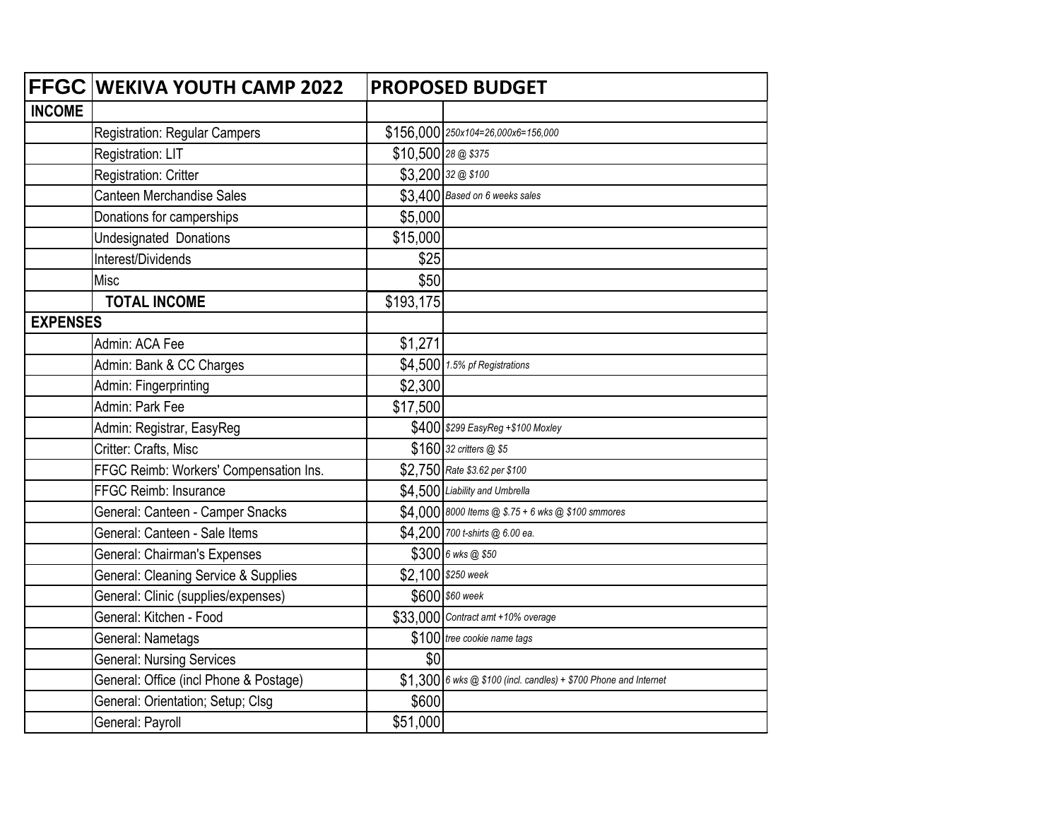| FFGC | WEKIVA YOUTH CAMP 2022 | PROPOSED BUDGET | |
|---|---|---|---|
| **INCOME** | | | |
| | Registration: Regular Campers | $156,000 | *250x104=26,000x6=156,000* |
| | Registration: LIT | $10,500 | *28 @ $375* |
| | Registration: Critter | $3,200 | *32 @ $100* |
| | Canteen Merchandise Sales | $3,400 | *Based on 6 weeks sales* |
| | Donations for camperships | $5,000 | |
| | Undesignated Donations | $15,000 | |
| | Interest/Dividends | $25 | |
| | Misc | $50 | |
| | **TOTAL INCOME** | $193,175 | |
| **EXPENSES** | | | |
| | Admin: ACA Fee | $1,271 | |
| | Admin: Bank & CC Charges | $4,500 | *1.5% pf Registrations* |
| | Admin: Fingerprinting | $2,300 | |
| | Admin: Park Fee | $17,500 | |
| | Admin: Registrar, EasyReg | $400 | *$299 EasyReg +$100 Moxley* |
| | Critter: Crafts, Misc | $160 | *32 critters @ $5* |
| | FFGC Reimb: Workers' Compensation Ins. | $2,750 | *Rate $3.62 per $100* |
| | FFGC Reimb: Insurance | $4,500 | *Liability and Umbrella* |
| | General: Canteen - Camper Snacks | $4,000 | *8000 Items @ $.75 + 6 wks @ $100 smmores* |
| | General: Canteen - Sale Items | $4,200 | *700 t-shirts @ 6.00 ea.* |
| | General: Chairman's Expenses | $300 | *6 wks @ $50* |
| | General: Cleaning Service & Supplies | $2,100 | *$250 week* |
| | General: Clinic (supplies/expenses) | $600 | *$60 week* |
| | General: Kitchen - Food | $33,000 | *Contract amt +10% overage* |
| | General: Nametags | $100 | *tree cookie name tags* |
| | General: Nursing Services | $0 | |
| | General: Office (incl Phone & Postage) | $1,300 | *6 wks @ $100 (incl. candles) + $700 Phone and Internet* |
| | General: Orientation; Setup; Clsg | $600 | |
| | General: Payroll | $51,000 | |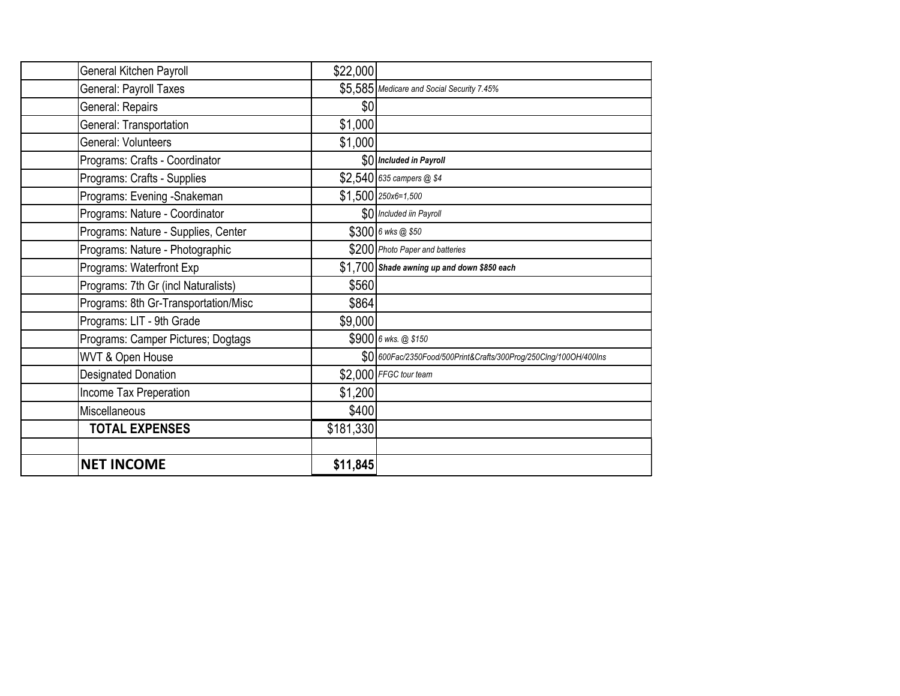| | | | |
|---|---|---|---|
| | General Kitchen Payroll | $22,000 | |
| | General: Payroll Taxes | $5,585 | *Medicare and Social Security 7.45%* |
| | General: Repairs | $0 | |
| | General: Transportation | $1,000 | |
| | General: Volunteers | $1,000 | |
| | Programs: Crafts - Coordinator | $0 | ***Included in Payroll*** |
| | Programs: Crafts - Supplies | $2,540 | *635 campers @ $4* |
| | Programs: Evening -Snakeman | $1,500 | *250x6=1,500* |
| | Programs: Nature - Coordinator | $0 | *Included iin Payroll* |
| | Programs: Nature - Supplies, Center | $300 | *6 wks @ $50* |
| | Programs: Nature - Photographic | $200 | *Photo Paper and batteries* |
| | Programs: Waterfront Exp | $1,700 | ***Shade awning up and down $850 each*** |
| | Programs: 7th Gr (incl Naturalists) | $560 | |
| | Programs: 8th Gr-Transportation/Misc | $864 | |
| | Programs: LIT - 9th Grade | $9,000 | |
| | Programs: Camper Pictures; Dogtags | $900 | *6 wks. @ $150* |
| | WVT & Open House | $0 | *600Fac/2350Food/500Print&Crafts/300Prog/250Clng/100OH/400Ins* |
| | Designated Donation | $2,000 | *FFGC tour team* |
| | Income Tax Preperation | $1,200 | |
| | Miscellaneous | $400 | |
| | **TOTAL EXPENSES** | $181,330 | |
| | | | |
| | **NET INCOME** | **$11,845** | |